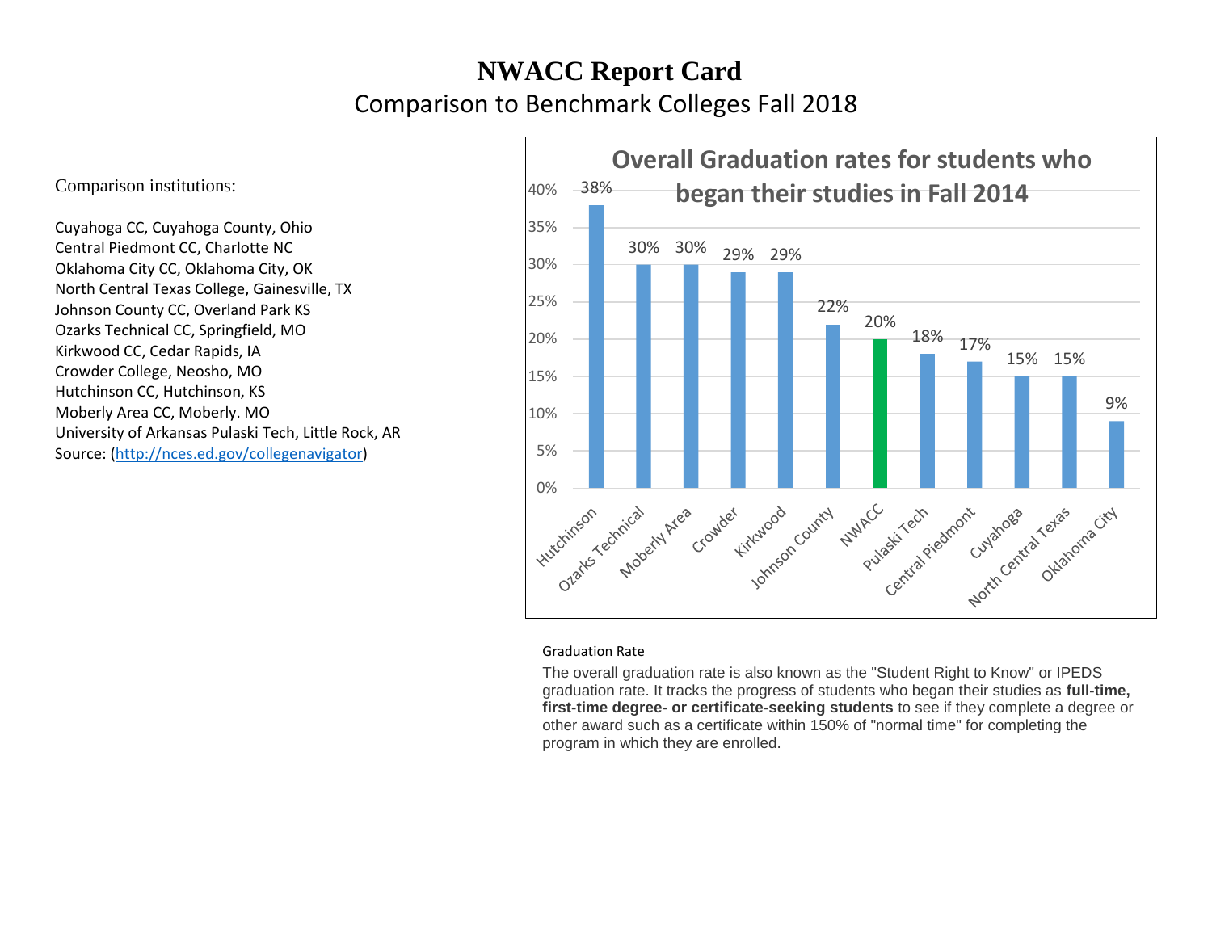# NWACC Report Card

## Comparison to Benchmark Colleges Fall 2018

Comparison institutions:

Cuyahoga CC, Cuyahoga County, Ohio
Central Piedmont CC, Charlotte NC
Oklahoma City CC, Oklahoma City, OK
North Central Texas College, Gainesville, TX
Johnson County CC, Overland Park KS
Ozarks Technical CC, Springfield, MO
Kirkwood CC, Cedar Rapids, IA
Crowder College, Neosho, MO
Hutchinson CC, Hutchinson, KS
Moberly Area CC, Moberly. MO
University of Arkansas Pulaski Tech, Little Rock, AR
Source: (http://nces.ed.gov/collegenavigator)

**Overall Graduation rates for students who began their studies in Fall 2014**

0%
5%
10%
15%
20%
25%
30%
35%
40%

Hutchinson 38%
Ozarks Technical 30%
Moberly Area 30%
Crowder 29%
Kirkwood 29%
Johnson County 22%
NWACC 20%
Pulaski Tech 18%
Central Piedmont 17%
Cuyahoga 15%
North Central Texas 15%
Oklahoma City 9%

Graduation Rate

The overall graduation rate is also known as the "Student Right to Know" or IPEDS graduation rate. It tracks the progress of students who began their studies as **full-time, first-time degree- or certificate-seeking students** to see if they complete a degree or other award such as a certificate within 150% of "normal time" for completing the program in which they are enrolled.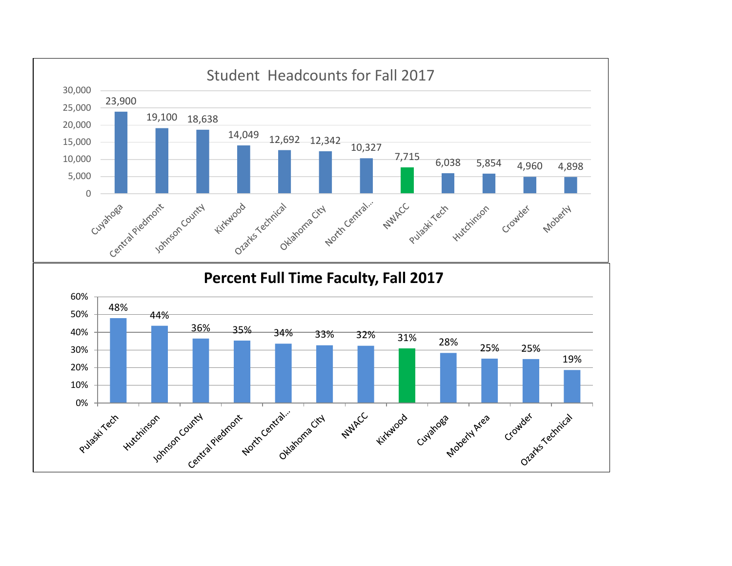Student Headcounts for Fall 2017

30,000
25,000
20,000
15,000
10,000
5,000
0

23,900
19,100
18,638
14,049
12,692
12,342
10,327
7,715
6,038
5,854
4,960
4,898

Cuyahoga
Central Piedmont
Johnson County
Kirkwood
Ozarks Technical
Oklahoma City
North Central...
NWACC
Pulaski Tech
Hutchinson
Crowder
Moberly

**Percent Full Time Faculty, Fall 2017**

60%
50%
40%
30%
20%
10%
0%

48%
44%
36%
35%
34%
33%
32%
31%
28%
25%
25%
19%

Pulaski Tech
Hutchinson
Johnson County
Central Piedmont
North Central...
Oklahoma City
NWACC
Kirkwood
Cuyahoga
Moberly Area
Crowder
Ozarks Technical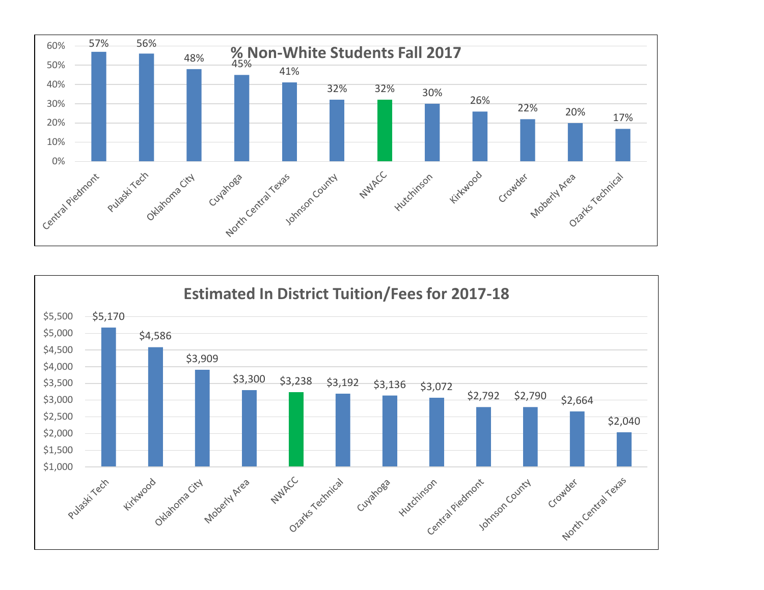% Non-White Students Fall 2017

60%
50%
40%
30%
20%
10%
0%

57%
56%
48%
45%
41%
32%
32%
30%
26%
22%
20%
17%

Central Piedmont
Pulaski Tech
Oklahoma City
Cuyahoga
North Central Texas
Johnson County
NWACC
Hutchinson
Kirkwood
Crowder
Moberly Area
Ozarks Technical

Estimated In District Tuition/Fees for 2017-18

$5,500
$5,000
$4,500
$4,000
$3,500
$3,000
$2,500
$2,000
$1,500
$1,000

$5,170
$4,586
$3,909
$3,300
$3,238
$3,192
$3,136
$3,072
$2,792
$2,790
$2,664
$2,040

Pulaski Tech
Kirkwood
Oklahoma City
Moberly Area
NWACC
Ozarks Technical
Cuyahoga
Hutchinson
Central Piedmont
Johnson County
Crowder
North Central Texas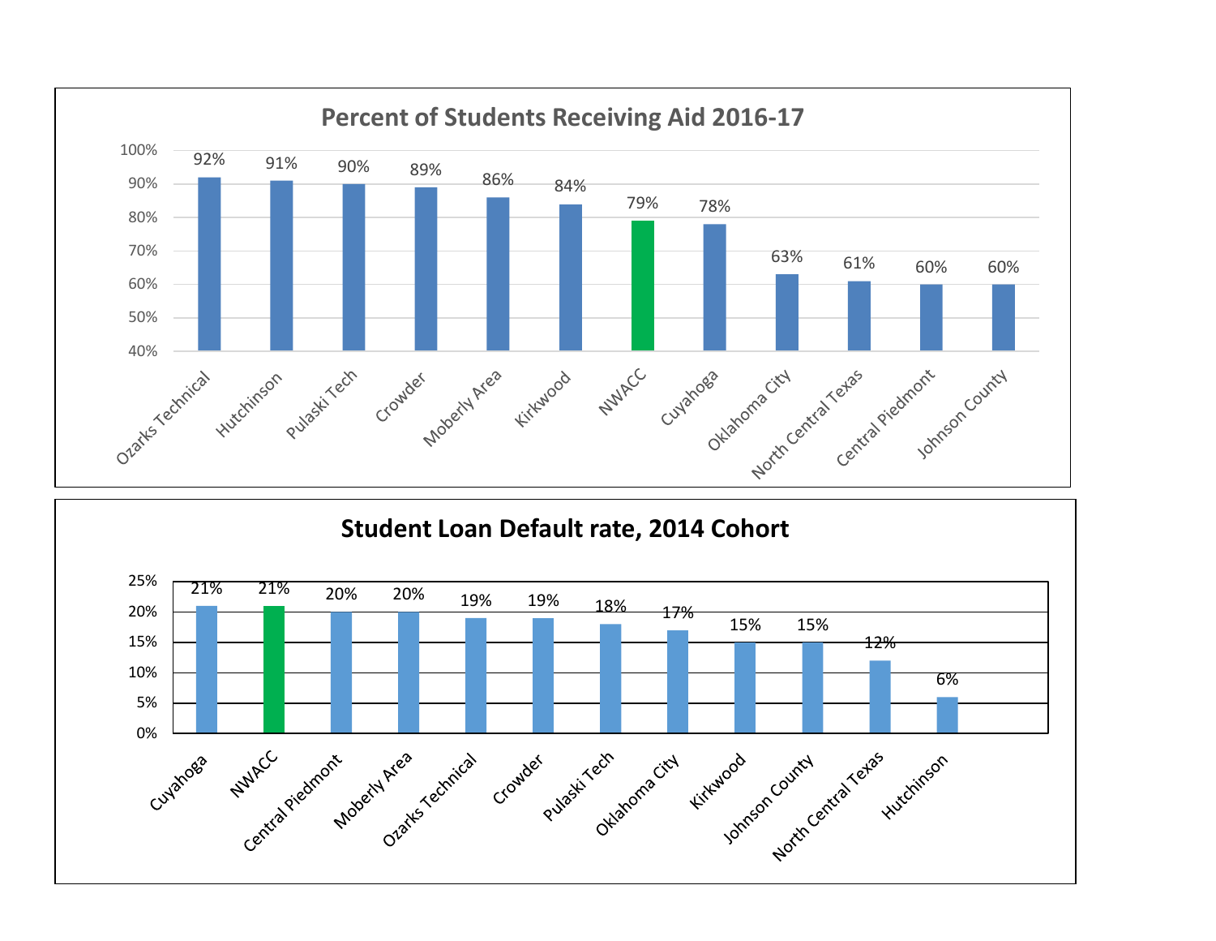Percent of Students Receiving Aid 2016-17

100%
90%
80%
70%
60%
50%
40%

92%
91%
90%
89%
86%
84%
79%
78%
63%
61%
60%
60%

Ozarks Technical
Hutchinson
Pulaski Tech
Crowder
Moberly Area
Kirkwood
NWACC
Cuyahoga
Oklahoma City
North Central Texas
Central Piedmont
Johnson County

Student Loan Default rate, 2014 Cohort

25%
20%
15%
10%
5%
0%

21%
21%
20%
20%
19%
19%
18%
17%
15%
15%
12%
6%

Cuyahoga
NWACC
Central Piedmont
Moberly Area
Ozarks Technical
Crowder
Pulaski Tech
Oklahoma City
Kirkwood
Johnson County
North Central Texas
Hutchinson